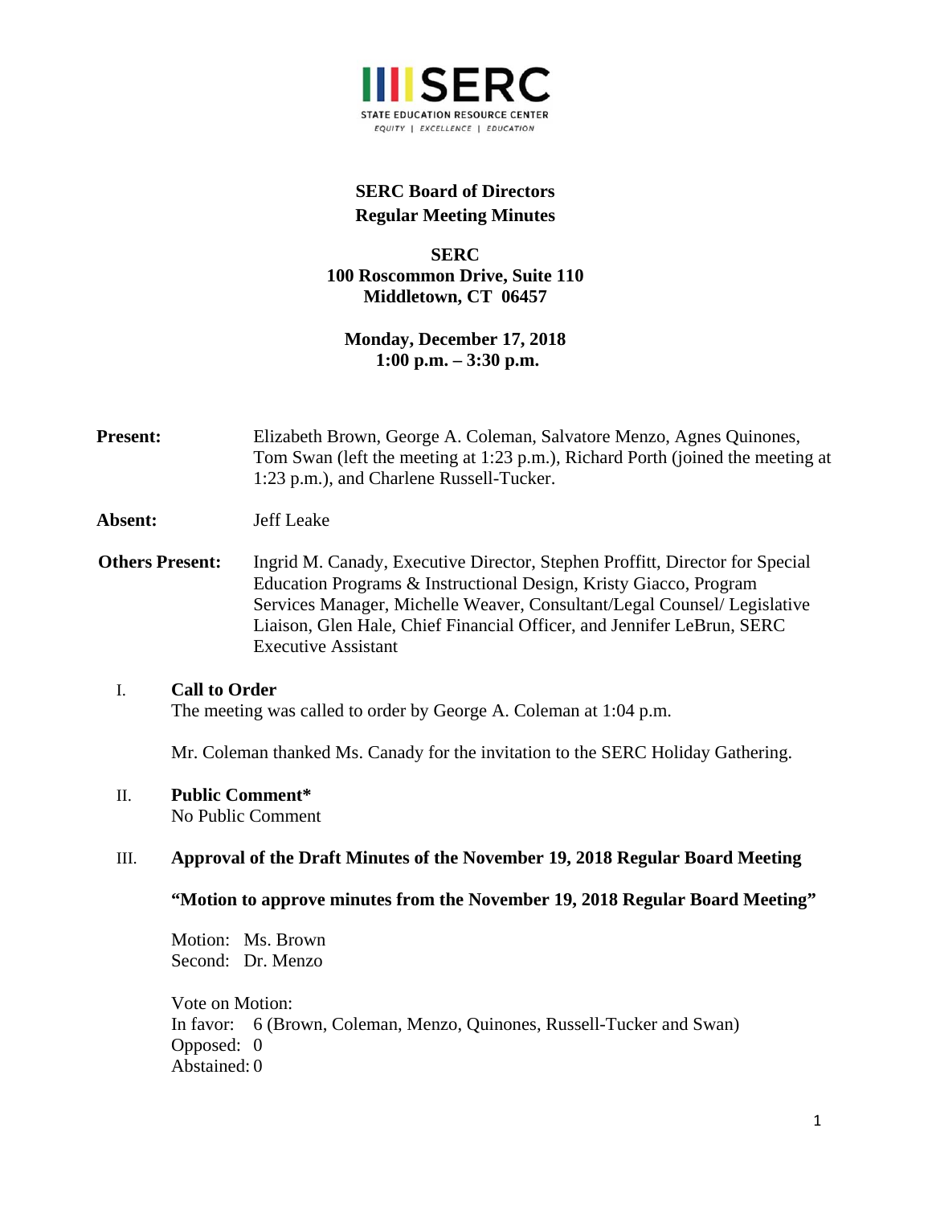SERC
STATE EDUCATION RESOURCE CENTER
EQUITY | EXCELLENCE | EDUCATION

# SERC Board of Directors
## Regular Meeting Minutes

**SERC**
**100 Roscommon Drive, Suite 110**
**Middletown, CT 06457**

**Monday, December 17, 2018**
**1:00 p.m. – 3:30 p.m.**

**Present:** Elizabeth Brown, George A. Coleman, Salvatore Menzo, Agnes Quinones, Tom Swan (left the meeting at 1:23 p.m.), Richard Porth (joined the meeting at 1:23 p.m.), and Charlene Russell-Tucker.

**Absent:** Jeff Leake

**Others Present:** Ingrid M. Canady, Executive Director, Stephen Proffitt, Director for Special Education Programs & Instructional Design, Kristy Giacco, Program Services Manager, Michelle Weaver, Consultant/Legal Counsel/ Legislative Liaison, Glen Hale, Chief Financial Officer, and Jennifer LeBrun, SERC Executive Assistant

I. **Call to Order**
The meeting was called to order by George A. Coleman at 1:04 p.m.

Mr. Coleman thanked Ms. Canady for the invitation to the SERC Holiday Gathering.

II. **Public Comment***
No Public Comment

III. **Approval of the Draft Minutes of the November 19, 2018 Regular Board Meeting**

**"Motion to approve minutes from the November 19, 2018 Regular Board Meeting"**

Motion: Ms. Brown
Second: Dr. Menzo

Vote on Motion:
In favor: 6 (Brown, Coleman, Menzo, Quinones, Russell-Tucker and Swan)
Opposed: 0
Abstained: 0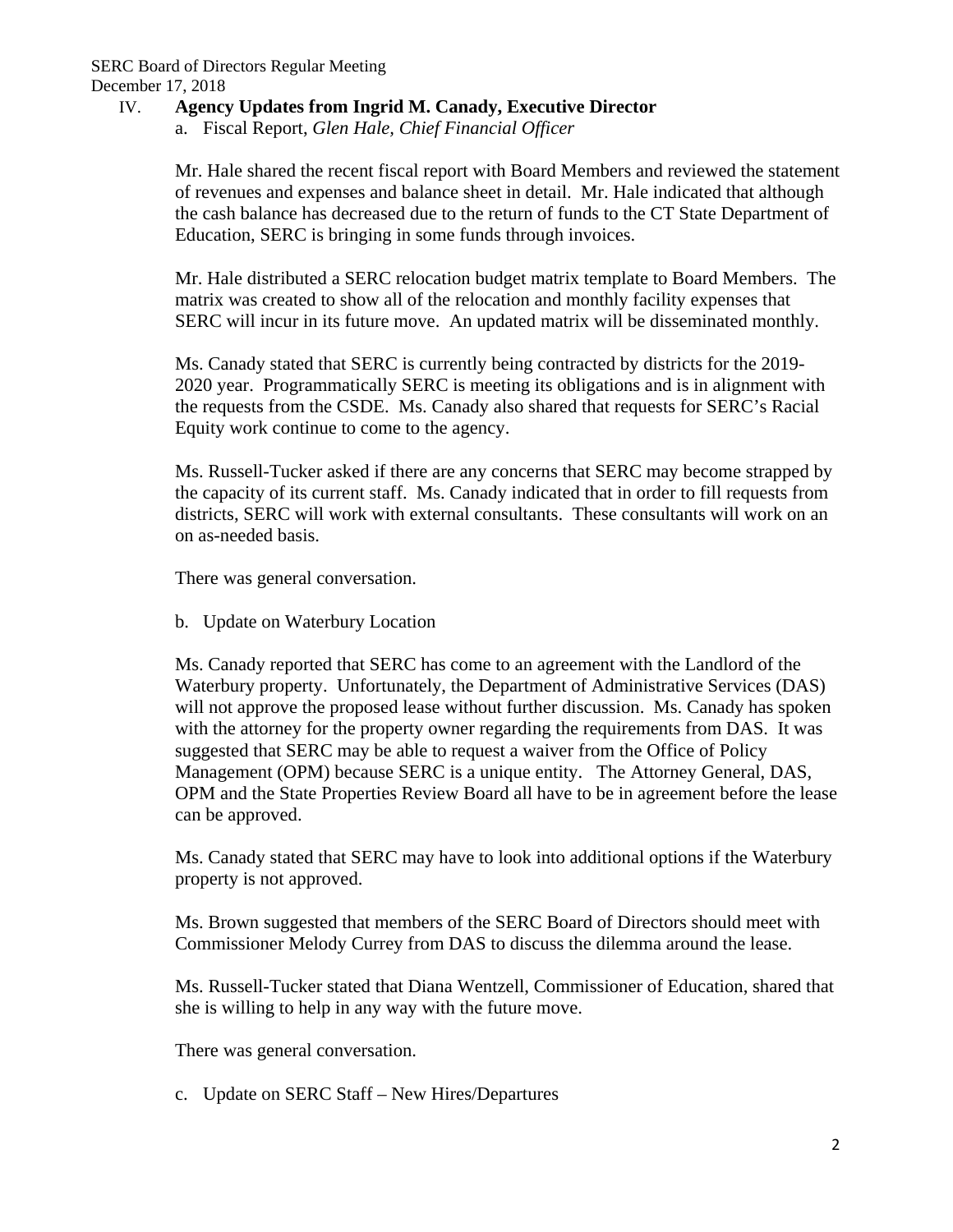IV. **Agency Updates from Ingrid M. Canady, Executive Director**

a. Fiscal Report, *Glen Hale, Chief Financial Officer*

Mr. Hale shared the recent fiscal report with Board Members and reviewed the statement of revenues and expenses and balance sheet in detail. Mr. Hale indicated that although the cash balance has decreased due to the return of funds to the CT State Department of Education, SERC is bringing in some funds through invoices.

Mr. Hale distributed a SERC relocation budget matrix template to Board Members. The matrix was created to show all of the relocation and monthly facility expenses that SERC will incur in its future move. An updated matrix will be disseminated monthly.

Ms. Canady stated that SERC is currently being contracted by districts for the 2019-2020 year. Programmatically SERC is meeting its obligations and is in alignment with the requests from the CSDE. Ms. Canady also shared that requests for SERC's Racial Equity work continue to come to the agency.

Ms. Russell-Tucker asked if there are any concerns that SERC may become strapped by the capacity of its current staff. Ms. Canady indicated that in order to fill requests from districts, SERC will work with external consultants. These consultants will work on an on as-needed basis.

There was general conversation.

b. Update on Waterbury Location

Ms. Canady reported that SERC has come to an agreement with the Landlord of the Waterbury property. Unfortunately, the Department of Administrative Services (DAS) will not approve the proposed lease without further discussion. Ms. Canady has spoken with the attorney for the property owner regarding the requirements from DAS. It was suggested that SERC may be able to request a waiver from the Office of Policy Management (OPM) because SERC is a unique entity. The Attorney General, DAS, OPM and the State Properties Review Board all have to be in agreement before the lease can be approved.

Ms. Canady stated that SERC may have to look into additional options if the Waterbury property is not approved.

Ms. Brown suggested that members of the SERC Board of Directors should meet with Commissioner Melody Currey from DAS to discuss the dilemma around the lease.

Ms. Russell-Tucker stated that Diana Wentzell, Commissioner of Education, shared that she is willing to help in any way with the future move.

There was general conversation.

c. Update on SERC Staff – New Hires/Departures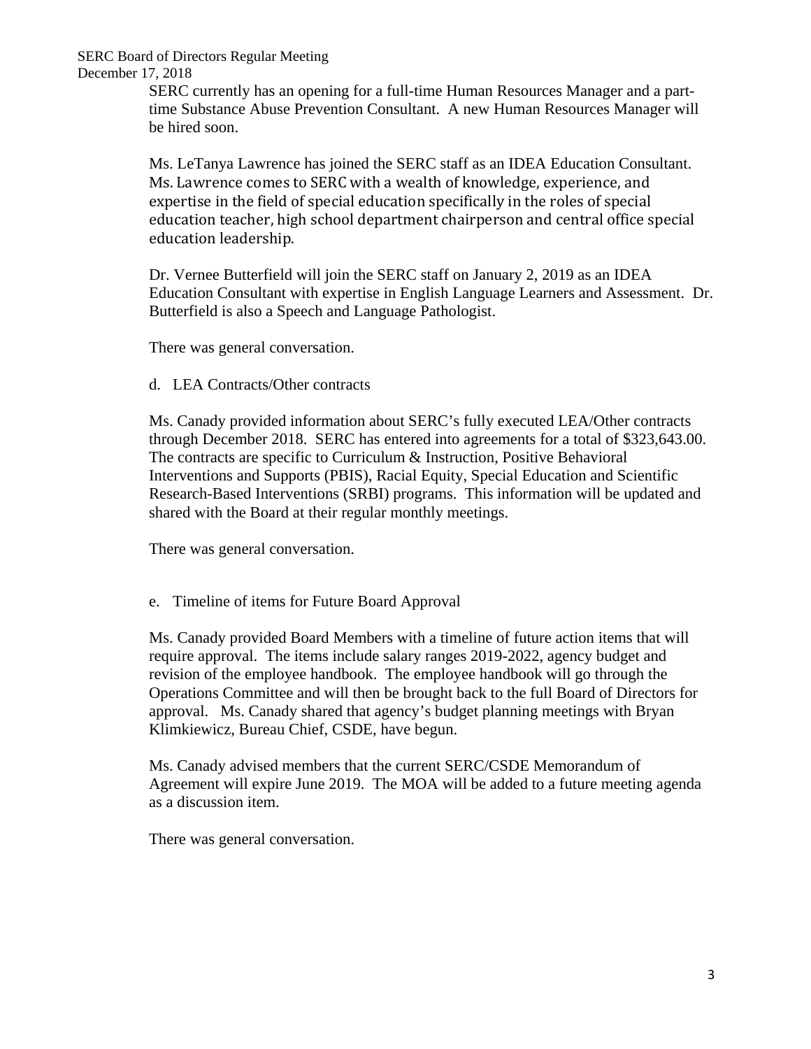SERC currently has an opening for a full-time Human Resources Manager and a part-time Substance Abuse Prevention Consultant. A new Human Resources Manager will be hired soon.

Ms. LeTanya Lawrence has joined the SERC staff as an IDEA Education Consultant. Ms. Lawrence comes to SERC with a wealth of knowledge, experience, and expertise in the field of special education specifically in the roles of special education teacher, high school department chairperson and central office special education leadership.

Dr. Vernee Butterfield will join the SERC staff on January 2, 2019 as an IDEA Education Consultant with expertise in English Language Learners and Assessment. Dr. Butterfield is also a Speech and Language Pathologist.

There was general conversation.

d. LEA Contracts/Other contracts

Ms. Canady provided information about SERC's fully executed LEA/Other contracts through December 2018. SERC has entered into agreements for a total of $323,643.00. The contracts are specific to Curriculum & Instruction, Positive Behavioral Interventions and Supports (PBIS), Racial Equity, Special Education and Scientific Research-Based Interventions (SRBI) programs. This information will be updated and shared with the Board at their regular monthly meetings.

There was general conversation.

e. Timeline of items for Future Board Approval

Ms. Canady provided Board Members with a timeline of future action items that will require approval. The items include salary ranges 2019-2022, agency budget and revision of the employee handbook. The employee handbook will go through the Operations Committee and will then be brought back to the full Board of Directors for approval. Ms. Canady shared that agency's budget planning meetings with Bryan Klimkiewicz, Bureau Chief, CSDE, have begun.

Ms. Canady advised members that the current SERC/CSDE Memorandum of Agreement will expire June 2019. The MOA will be added to a future meeting agenda as a discussion item.

There was general conversation.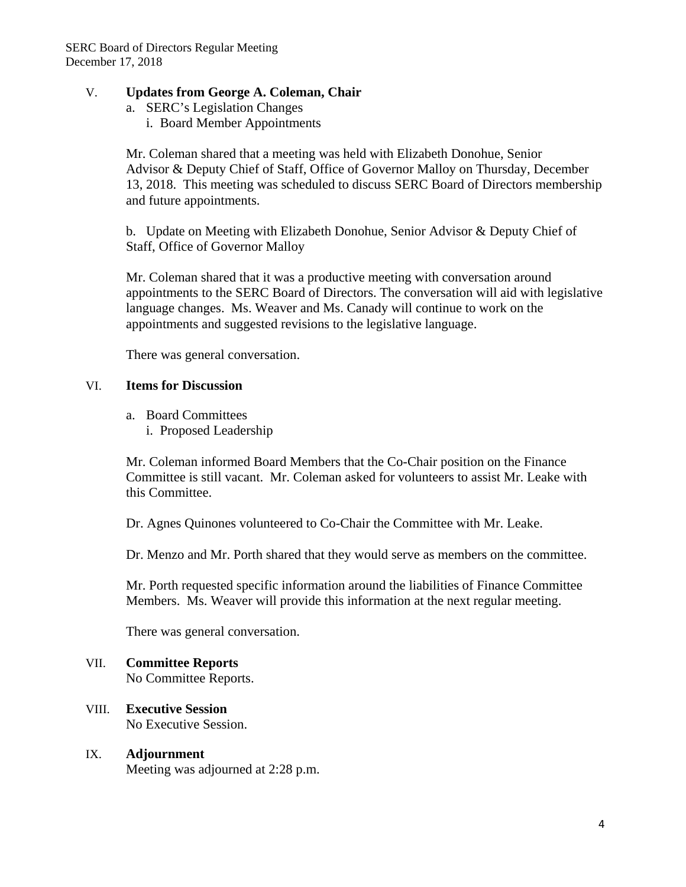## V. **Updates from George A. Coleman, Chair**

a. SERC's Legislation Changes
   i. Board Member Appointments

Mr. Coleman shared that a meeting was held with Elizabeth Donohue, Senior Advisor & Deputy Chief of Staff, Office of Governor Malloy on Thursday, December 13, 2018. This meeting was scheduled to discuss SERC Board of Directors membership and future appointments.

b. Update on Meeting with Elizabeth Donohue, Senior Advisor & Deputy Chief of Staff, Office of Governor Malloy

Mr. Coleman shared that it was a productive meeting with conversation around appointments to the SERC Board of Directors. The conversation will aid with legislative language changes. Ms. Weaver and Ms. Canady will continue to work on the appointments and suggested revisions to the legislative language.

There was general conversation.

## VI. **Items for Discussion**

a. Board Committees
   i. Proposed Leadership

Mr. Coleman informed Board Members that the Co-Chair position on the Finance Committee is still vacant. Mr. Coleman asked for volunteers to assist Mr. Leake with this Committee.

Dr. Agnes Quinones volunteered to Co-Chair the Committee with Mr. Leake.

Dr. Menzo and Mr. Porth shared that they would serve as members on the committee.

Mr. Porth requested specific information around the liabilities of Finance Committee Members. Ms. Weaver will provide this information at the next regular meeting.

There was general conversation.

## VII. **Committee Reports**

No Committee Reports.

## VIII. **Executive Session**

No Executive Session.

## IX. **Adjournment**

Meeting was adjourned at 2:28 p.m.